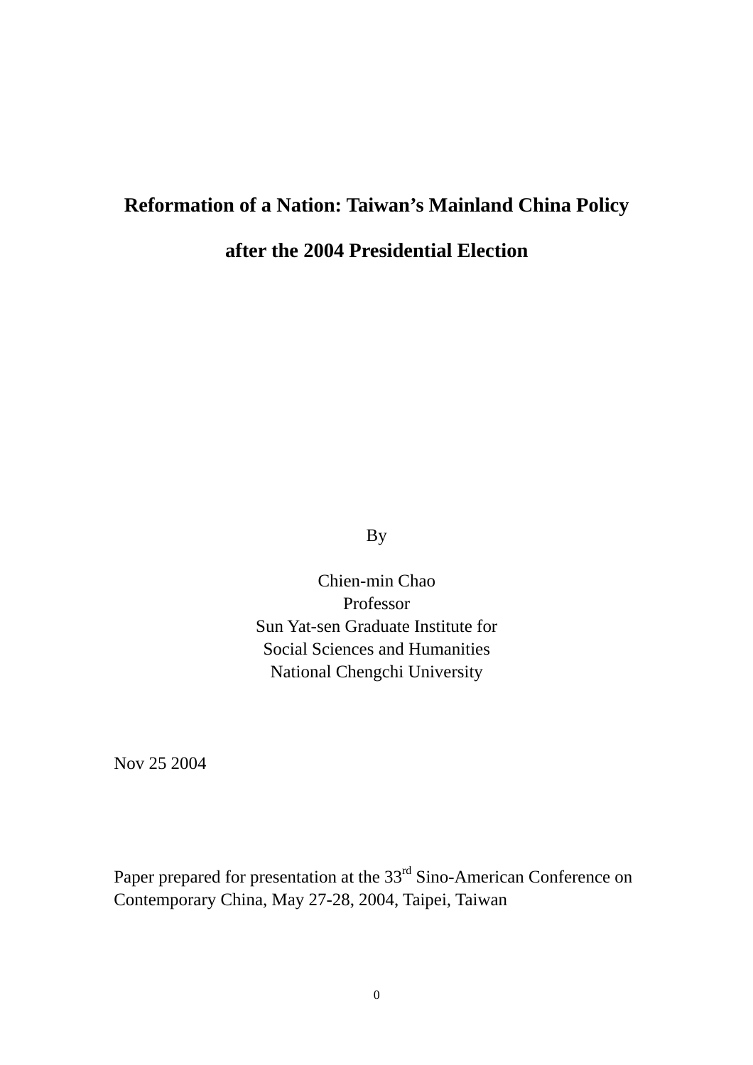# Reformation of a Nation: Taiwan's Mainland China Policy after the 2004 Presidential Election

By

Chien-min Chao
Professor
Sun Yat-sen Graduate Institute for
Social Sciences and Humanities
National Chengchi University

Nov 25 2004

Paper prepared for presentation at the 33rd Sino-American Conference on Contemporary China, May 27-28, 2004, Taipei, Taiwan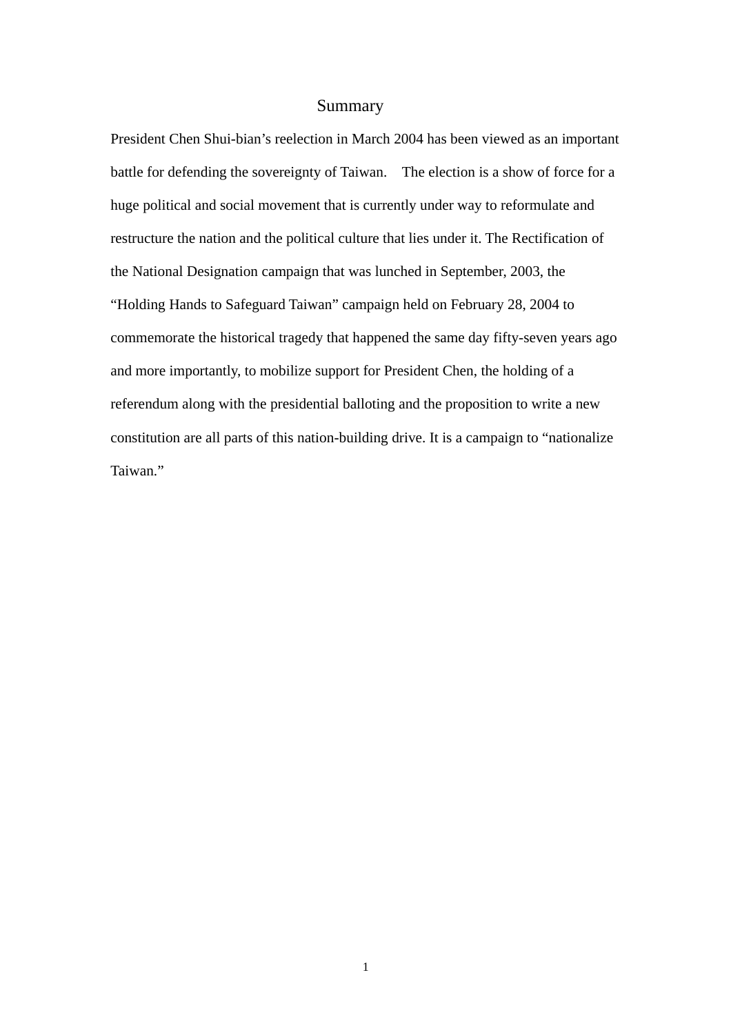# Summary

President Chen Shui-bian's reelection in March 2004 has been viewed as an important battle for defending the sovereignty of Taiwan. The election is a show of force for a huge political and social movement that is currently under way to reformulate and restructure the nation and the political culture that lies under it. The Rectification of the National Designation campaign that was lunched in September, 2003, the "Holding Hands to Safeguard Taiwan" campaign held on February 28, 2004 to commemorate the historical tragedy that happened the same day fifty-seven years ago and more importantly, to mobilize support for President Chen, the holding of a referendum along with the presidential balloting and the proposition to write a new constitution are all parts of this nation-building drive. It is a campaign to "nationalize Taiwan."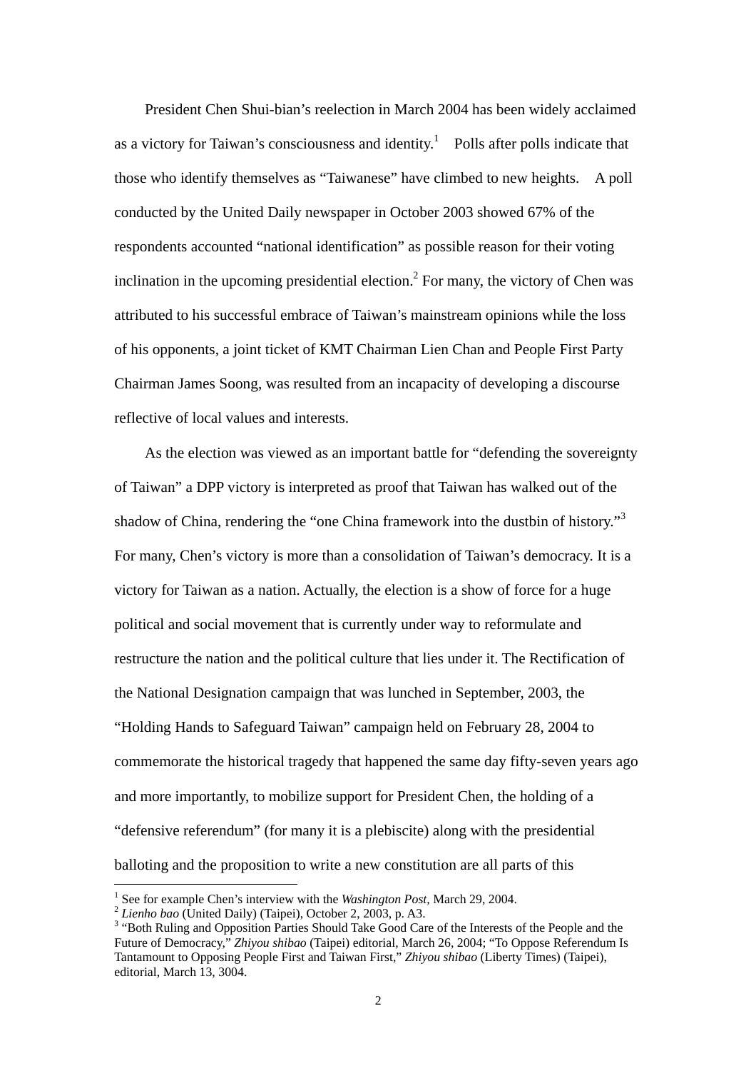President Chen Shui-bian's reelection in March 2004 has been widely acclaimed as a victory for Taiwan's consciousness and identity.[1] Polls after polls indicate that those who identify themselves as "Taiwanese" have climbed to new heights. A poll conducted by the United Daily newspaper in October 2003 showed 67% of the respondents accounted "national identification" as possible reason for their voting inclination in the upcoming presidential election.[2] For many, the victory of Chen was attributed to his successful embrace of Taiwan's mainstream opinions while the loss of his opponents, a joint ticket of KMT Chairman Lien Chan and People First Party Chairman James Soong, was resulted from an incapacity of developing a discourse reflective of local values and interests.

As the election was viewed as an important battle for "defending the sovereignty of Taiwan" a DPP victory is interpreted as proof that Taiwan has walked out of the shadow of China, rendering the "one China framework into the dustbin of history."[3] For many, Chen's victory is more than a consolidation of Taiwan's democracy. It is a victory for Taiwan as a nation. Actually, the election is a show of force for a huge political and social movement that is currently under way to reformulate and restructure the nation and the political culture that lies under it. The Rectification of the National Designation campaign that was lunched in September, 2003, the "Holding Hands to Safeguard Taiwan" campaign held on February 28, 2004 to commemorate the historical tragedy that happened the same day fifty-seven years ago and more importantly, to mobilize support for President Chen, the holding of a "defensive referendum" (for many it is a plebiscite) along with the presidential balloting and the proposition to write a new constitution are all parts of this

---

[1] See for example Chen's interview with the *Washington Post*, March 29, 2004.

[2] *Lienho bao* (United Daily) (Taipei), October 2, 2003, p. A3.

[3] "Both Ruling and Opposition Parties Should Take Good Care of the Interests of the People and the Future of Democracy," *Zhiyou shibao* (Taipei) editorial, March 26, 2004; "To Oppose Referendum Is Tantamount to Opposing People First and Taiwan First," *Zhiyou shibao* (Liberty Times) (Taipei), editorial, March 13, 3004.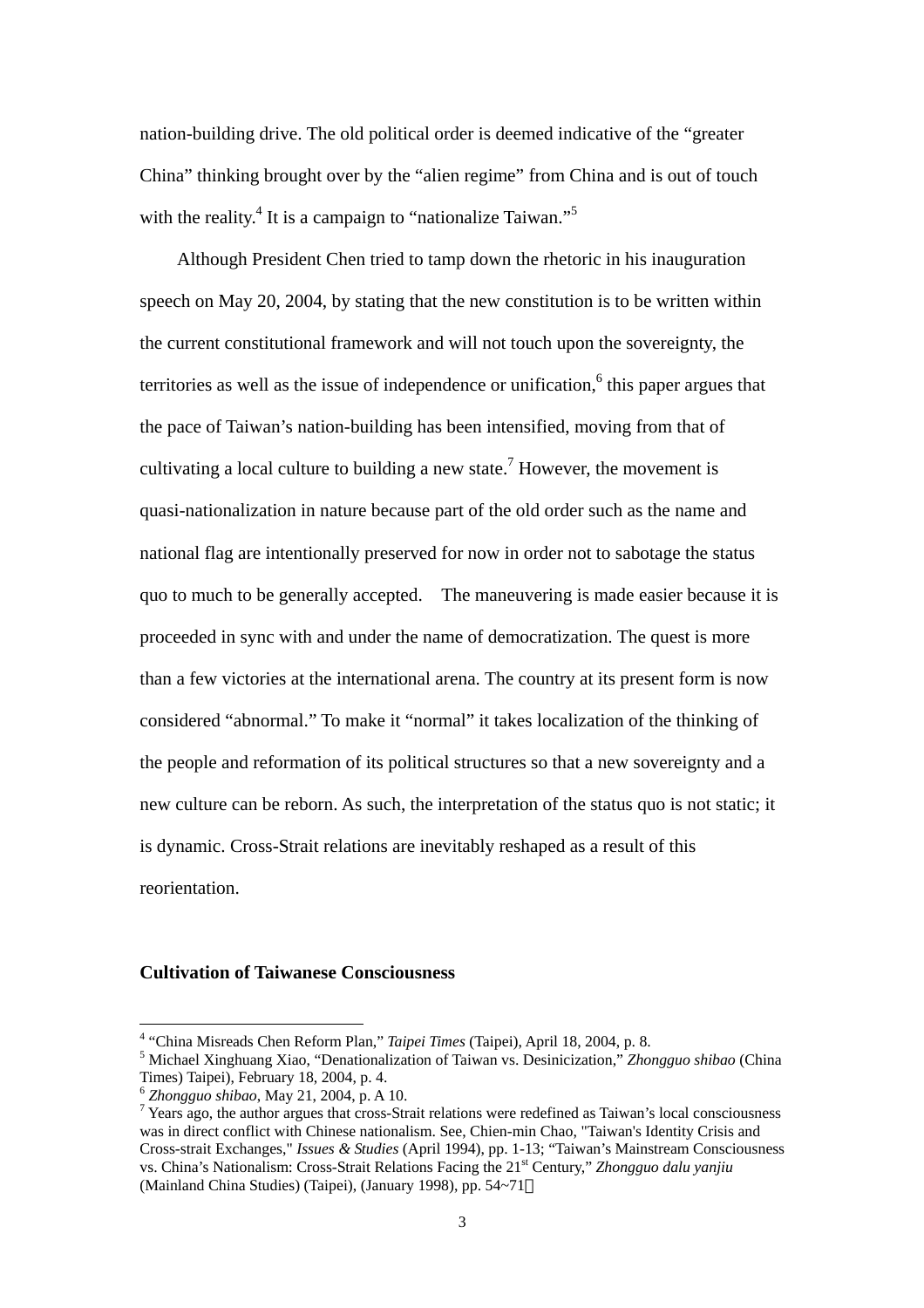nation-building drive. The old political order is deemed indicative of the "greater China" thinking brought over by the "alien regime" from China and is out of touch with the reality.[4] It is a campaign to "nationalize Taiwan."[5]

Although President Chen tried to tamp down the rhetoric in his inauguration speech on May 20, 2004, by stating that the new constitution is to be written within the current constitutional framework and will not touch upon the sovereignty, the territories as well as the issue of independence or unification,[6] this paper argues that the pace of Taiwan's nation-building has been intensified, moving from that of cultivating a local culture to building a new state.[7] However, the movement is quasi-nationalization in nature because part of the old order such as the name and national flag are intentionally preserved for now in order not to sabotage the status quo to much to be generally accepted. The maneuvering is made easier because it is proceeded in sync with and under the name of democratization. The quest is more than a few victories at the international arena. The country at its present form is now considered "abnormal." To make it "normal" it takes localization of the thinking of the people and reformation of its political structures so that a new sovereignty and a new culture can be reborn. As such, the interpretation of the status quo is not static; it is dynamic. Cross-Strait relations are inevitably reshaped as a result of this reorientation.

**Cultivation of Taiwanese Consciousness**

[4] "China Misreads Chen Reform Plan," *Taipei Times* (Taipei), April 18, 2004, p. 8.

[5] Michael Xinghuang Xiao, "Denationalization of Taiwan vs. Desinicization," *Zhongguo shibao* (China Times) Taipei), February 18, 2004, p. 4.

[6] *Zhongguo shibao*, May 21, 2004, p. A 10.

[7] Years ago, the author argues that cross-Strait relations were redefined as Taiwan's local consciousness was in direct conflict with Chinese nationalism. See, Chien-min Chao, "Taiwan's Identity Crisis and Cross-strait Exchanges," *Issues & Studies* (April 1994), pp. 1-13; "Taiwan's Mainstream Consciousness vs. China's Nationalism: Cross-Strait Relations Facing the 21st Century," *Zhongguo dalu yanjiu* (Mainland China Studies) (Taipei), (January 1998), pp. 54~71。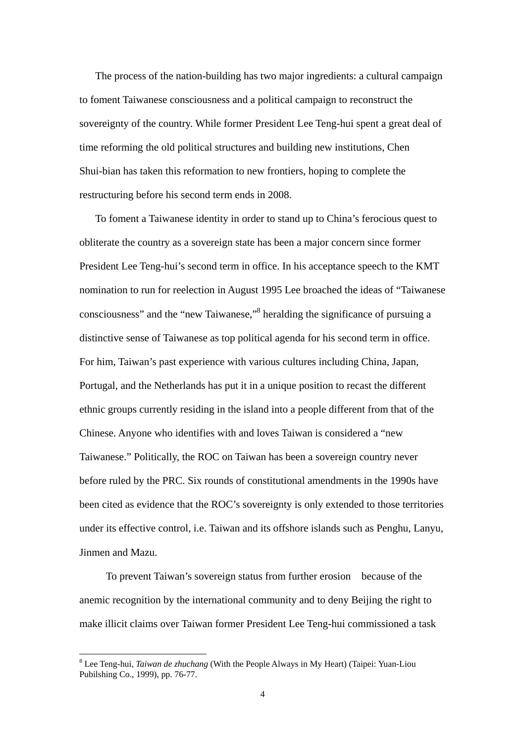The process of the nation-building has two major ingredients: a cultural campaign to foment Taiwanese consciousness and a political campaign to reconstruct the sovereignty of the country. While former President Lee Teng-hui spent a great deal of time reforming the old political structures and building new institutions, Chen Shui-bian has taken this reformation to new frontiers, hoping to complete the restructuring before his second term ends in 2008.

To foment a Taiwanese identity in order to stand up to China's ferocious quest to obliterate the country as a sovereign state has been a major concern since former President Lee Teng-hui's second term in office. In his acceptance speech to the KMT nomination to run for reelection in August 1995 Lee broached the ideas of "Taiwanese consciousness" and the "new Taiwanese,"[8] heralding the significance of pursuing a distinctive sense of Taiwanese as top political agenda for his second term in office. For him, Taiwan's past experience with various cultures including China, Japan, Portugal, and the Netherlands has put it in a unique position to recast the different ethnic groups currently residing in the island into a people different from that of the Chinese. Anyone who identifies with and loves Taiwan is considered a "new Taiwanese." Politically, the ROC on Taiwan has been a sovereign country never before ruled by the PRC. Six rounds of constitutional amendments in the 1990s have been cited as evidence that the ROC's sovereignty is only extended to those territories under its effective control, i.e. Taiwan and its offshore islands such as Penghu, Lanyu, Jinmen and Mazu.

To prevent Taiwan's sovereign status from further erosion because of the anemic recognition by the international community and to deny Beijing the right to make illicit claims over Taiwan former President Lee Teng-hui commissioned a task

---

[8] Lee Teng-hui, *Taiwan de zhuchang* (With the People Always in My Heart) (Taipei: Yuan-Liou Pubilshing Co., 1999), pp. 76-77.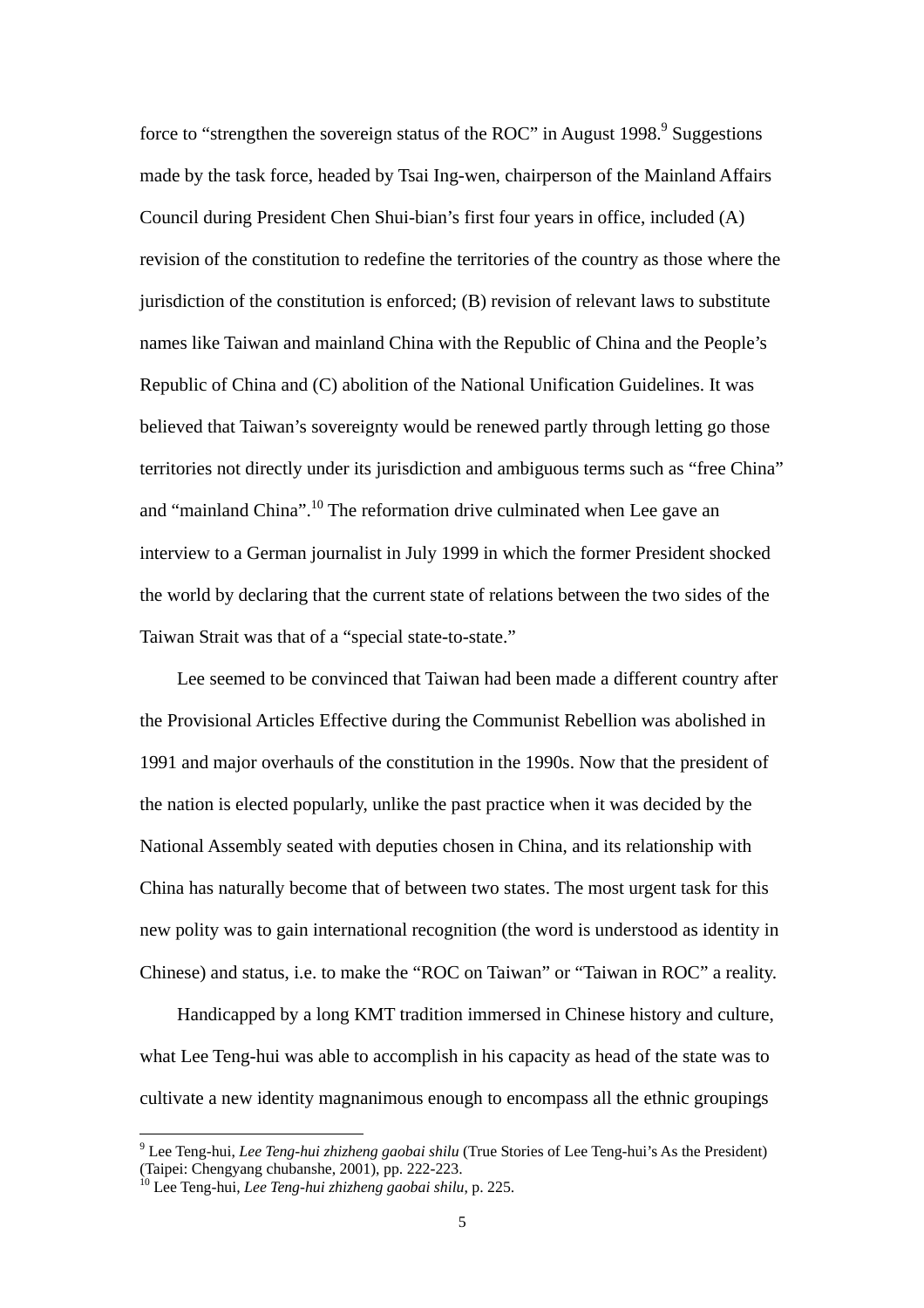force to "strengthen the sovereign status of the ROC" in August 1998.[9] Suggestions made by the task force, headed by Tsai Ing-wen, chairperson of the Mainland Affairs Council during President Chen Shui-bian's first four years in office, included (A) revision of the constitution to redefine the territories of the country as those where the jurisdiction of the constitution is enforced; (B) revision of relevant laws to substitute names like Taiwan and mainland China with the Republic of China and the People's Republic of China and (C) abolition of the National Unification Guidelines. It was believed that Taiwan's sovereignty would be renewed partly through letting go those territories not directly under its jurisdiction and ambiguous terms such as "free China" and "mainland China".[10] The reformation drive culminated when Lee gave an interview to a German journalist in July 1999 in which the former President shocked the world by declaring that the current state of relations between the two sides of the Taiwan Strait was that of a "special state-to-state."

Lee seemed to be convinced that Taiwan had been made a different country after the Provisional Articles Effective during the Communist Rebellion was abolished in 1991 and major overhauls of the constitution in the 1990s. Now that the president of the nation is elected popularly, unlike the past practice when it was decided by the National Assembly seated with deputies chosen in China, and its relationship with China has naturally become that of between two states. The most urgent task for this new polity was to gain international recognition (the word is understood as identity in Chinese) and status, i.e. to make the "ROC on Taiwan" or "Taiwan in ROC" a reality.

Handicapped by a long KMT tradition immersed in Chinese history and culture, what Lee Teng-hui was able to accomplish in his capacity as head of the state was to cultivate a new identity magnanimous enough to encompass all the ethnic groupings

---

[9] Lee Teng-hui, *Lee Teng-hui zhizheng gaobai shilu* (True Stories of Lee Teng-hui's As the President) (Taipei: Chengyang chubanshe, 2001), pp. 222-223.

[10] Lee Teng-hui, *Lee Teng-hui zhizheng gaobai shilu*, p. 225.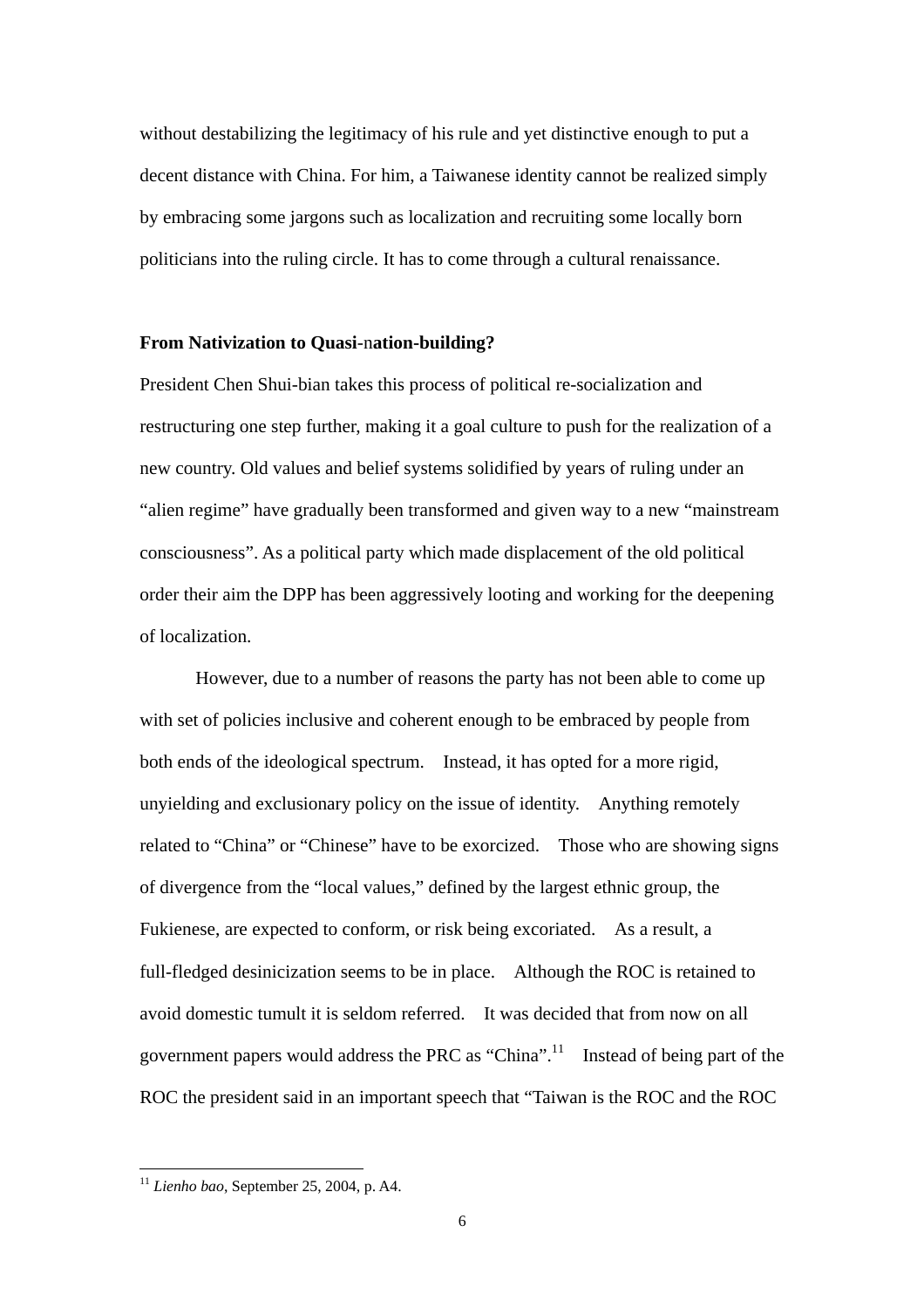without destabilizing the legitimacy of his rule and yet distinctive enough to put a decent distance with China. For him, a Taiwanese identity cannot be realized simply by embracing some jargons such as localization and recruiting some locally born politicians into the ruling circle. It has to come through a cultural renaissance.

**From Nativization to Quasi-nation-building?**

President Chen Shui-bian takes this process of political re-socialization and restructuring one step further, making it a goal culture to push for the realization of a new country. Old values and belief systems solidified by years of ruling under an "alien regime" have gradually been transformed and given way to a new "mainstream consciousness". As a political party which made displacement of the old political order their aim the DPP has been aggressively looting and working for the deepening of localization.

However, due to a number of reasons the party has not been able to come up with set of policies inclusive and coherent enough to be embraced by people from both ends of the ideological spectrum. Instead, it has opted for a more rigid, unyielding and exclusionary policy on the issue of identity. Anything remotely related to "China" or "Chinese" have to be exorcized. Those who are showing signs of divergence from the "local values," defined by the largest ethnic group, the Fukienese, are expected to conform, or risk being excoriated. As a result, a full-fledged desinicization seems to be in place. Although the ROC is retained to avoid domestic tumult it is seldom referred. It was decided that from now on all government papers would address the PRC as "China".[11] Instead of being part of the ROC the president said in an important speech that "Taiwan is the ROC and the ROC

[11] *Lienho bao*, September 25, 2004, p. A4.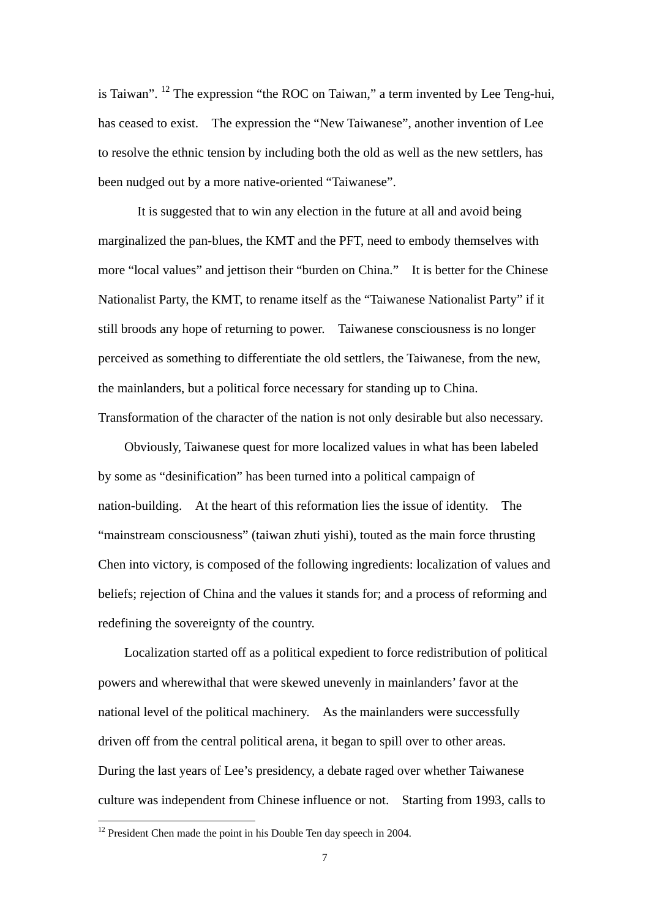is Taiwan”. [12] The expression “the ROC on Taiwan,” a term invented by Lee Teng-hui, has ceased to exist. The expression the “New Taiwanese”, another invention of Lee to resolve the ethnic tension by including both the old as well as the new settlers, has been nudged out by a more native-oriented “Taiwanese”.

It is suggested that to win any election in the future at all and avoid being marginalized the pan-blues, the KMT and the PFT, need to embody themselves with more “local values” and jettison their “burden on China.” It is better for the Chinese Nationalist Party, the KMT, to rename itself as the “Taiwanese Nationalist Party” if it still broods any hope of returning to power. Taiwanese consciousness is no longer perceived as something to differentiate the old settlers, the Taiwanese, from the new, the mainlanders, but a political force necessary for standing up to China. Transformation of the character of the nation is not only desirable but also necessary.

Obviously, Taiwanese quest for more localized values in what has been labeled by some as “desinification” has been turned into a political campaign of nation-building. At the heart of this reformation lies the issue of identity. The “mainstream consciousness” (taiwan zhuti yishi), touted as the main force thrusting Chen into victory, is composed of the following ingredients: localization of values and beliefs; rejection of China and the values it stands for; and a process of reforming and redefining the sovereignty of the country.

Localization started off as a political expedient to force redistribution of political powers and wherewithal that were skewed unevenly in mainlanders’ favor at the national level of the political machinery. As the mainlanders were successfully driven off from the central political arena, it began to spill over to other areas. During the last years of Lee’s presidency, a debate raged over whether Taiwanese culture was independent from Chinese influence or not. Starting from 1993, calls to

[12] President Chen made the point in his Double Ten day speech in 2004.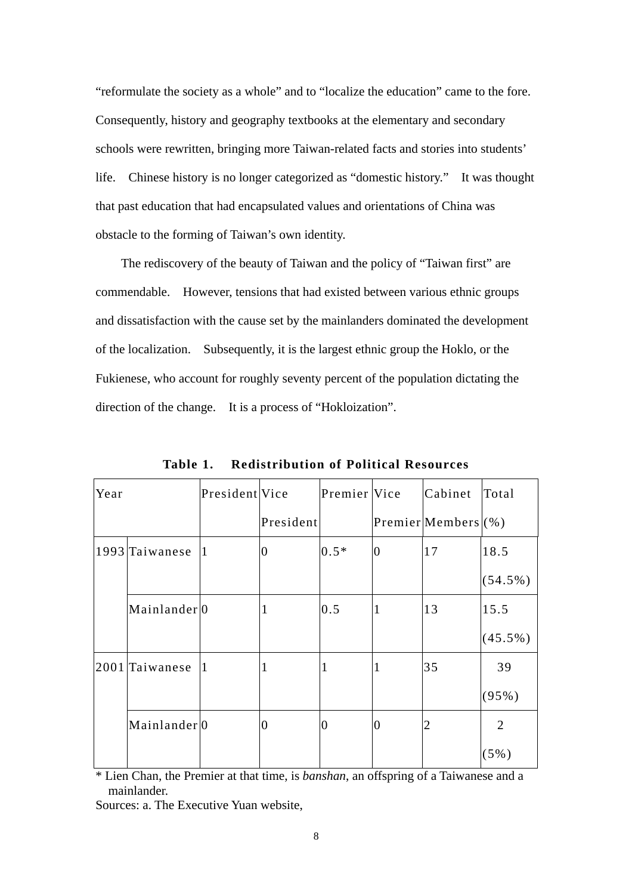"reformulate the society as a whole" and to "localize the education" came to the fore. Consequently, history and geography textbooks at the elementary and secondary schools were rewritten, bringing more Taiwan-related facts and stories into students' life. Chinese history is no longer categorized as "domestic history." It was thought that past education that had encapsulated values and orientations of China was obstacle to the forming of Taiwan's own identity.

The rediscovery of the beauty of Taiwan and the policy of "Taiwan first" are commendable. However, tensions that had existed between various ethnic groups and dissatisfaction with the cause set by the mainlanders dominated the development of the localization. Subsequently, it is the largest ethnic group the Hoklo, or the Fukienese, who account for roughly seventy percent of the population dictating the direction of the change. It is a process of "Hokloization".

**Table 1. Redistribution of Political Resources**

| Year | | President | Vice President | Premier | Vice Premier | Cabinet Members | Total (%) |
|---|---|---|---|---|---|---|---|
| 1993 | Taiwanese | 1 | 0 | 0.5* | 0 | 17 | 18.5 (54.5%) |
| | Mainlander | 0 | 1 | 0.5 | 1 | 13 | 15.5 (45.5%) |
| 2001 | Taiwanese | 1 | 1 | 1 | 1 | 35 | 39 (95%) |
| | Mainlander | 0 | 0 | 0 | 0 | 2 | 2 (5%) |

\* Lien Chan, the Premier at that time, is *banshan*, an offspring of a Taiwanese and a mainlander.

Sources: a. The Executive Yuan website,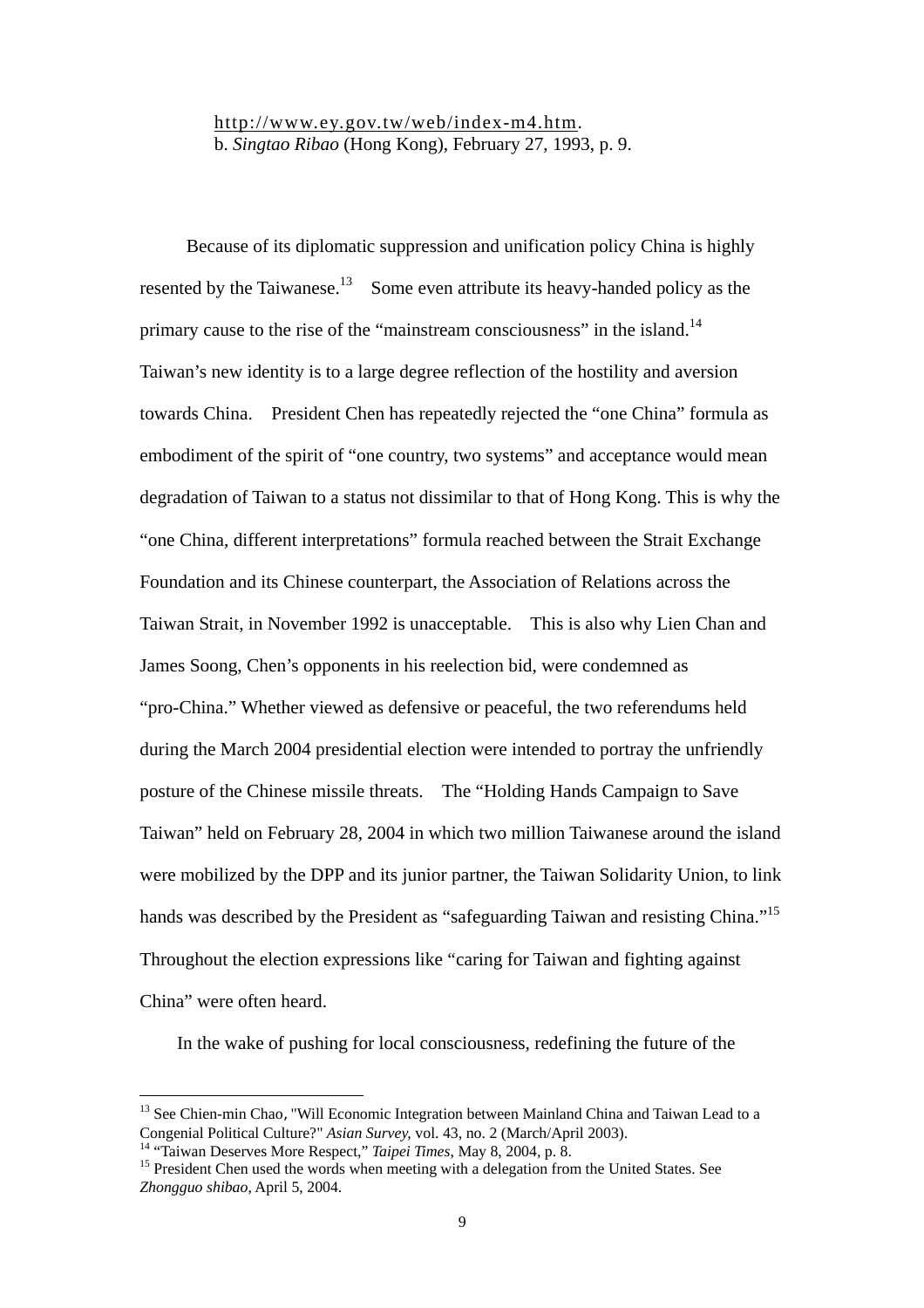http://www.ey.gov.tw/web/index-m4.htm.
b. *Singtao Ribao* (Hong Kong), February 27, 1993, p. 9.

Because of its diplomatic suppression and unification policy China is highly resented by the Taiwanese.[13] Some even attribute its heavy-handed policy as the primary cause to the rise of the "mainstream consciousness" in the island.[14] Taiwan's new identity is to a large degree reflection of the hostility and aversion towards China. President Chen has repeatedly rejected the "one China" formula as embodiment of the spirit of "one country, two systems" and acceptance would mean degradation of Taiwan to a status not dissimilar to that of Hong Kong. This is why the "one China, different interpretations" formula reached between the Strait Exchange Foundation and its Chinese counterpart, the Association of Relations across the Taiwan Strait, in November 1992 is unacceptable. This is also why Lien Chan and James Soong, Chen's opponents in his reelection bid, were condemned as "pro-China." Whether viewed as defensive or peaceful, the two referendums held during the March 2004 presidential election were intended to portray the unfriendly posture of the Chinese missile threats. The "Holding Hands Campaign to Save Taiwan" held on February 28, 2004 in which two million Taiwanese around the island were mobilized by the DPP and its junior partner, the Taiwan Solidarity Union, to link hands was described by the President as "safeguarding Taiwan and resisting China."[15] Throughout the election expressions like "caring for Taiwan and fighting against China" were often heard.

In the wake of pushing for local consciousness, redefining the future of the

---

[13] See Chien-min Chao, "Will Economic Integration between Mainland China and Taiwan Lead to a Congenial Political Culture?" *Asian Survey*, vol. 43, no. 2 (March/April 2003).

[14] "Taiwan Deserves More Respect," *Taipei Times*, May 8, 2004, p. 8.

[15] President Chen used the words when meeting with a delegation from the United States. See *Zhongguo shibao*, April 5, 2004.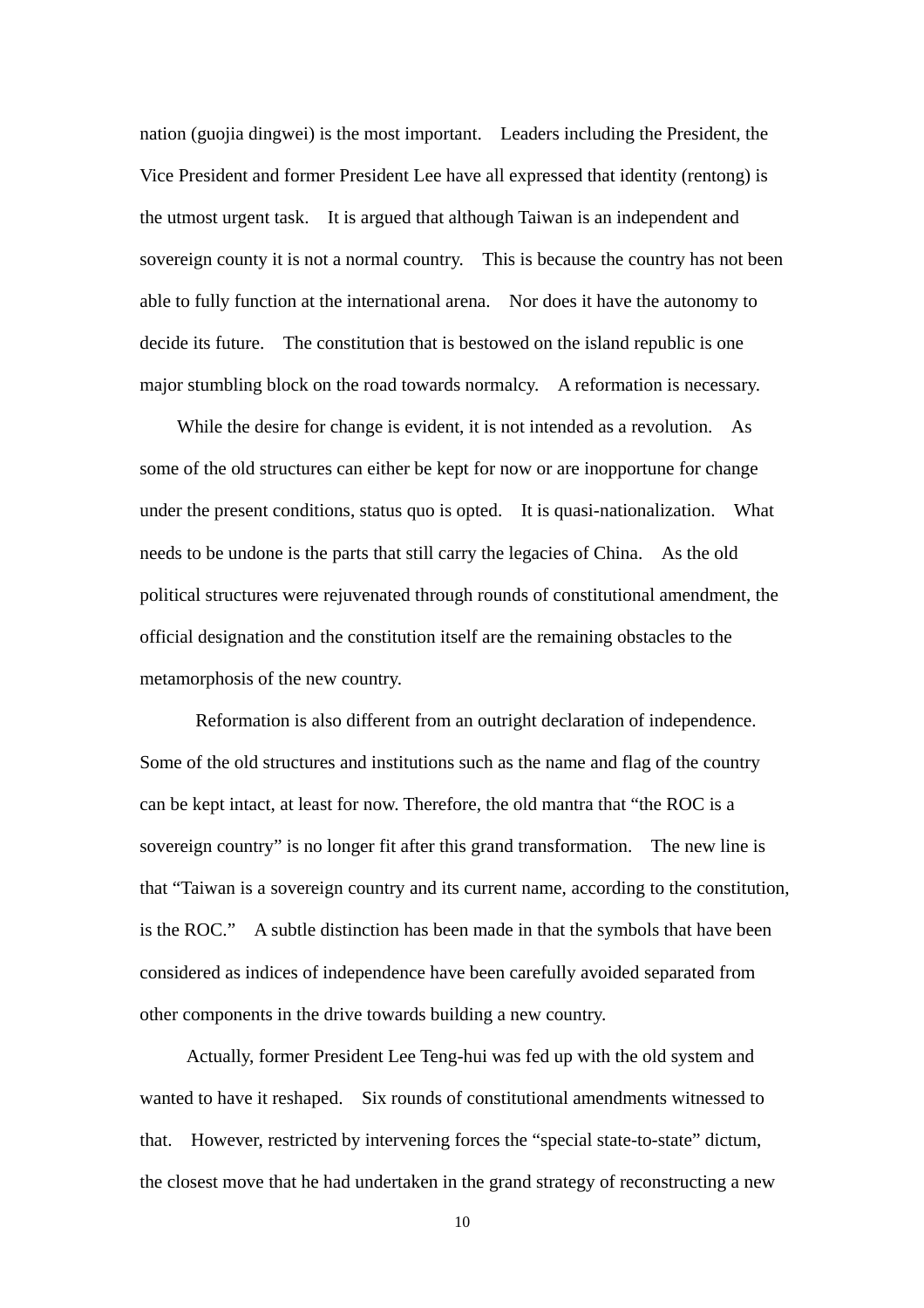nation (guojia dingwei) is the most important. Leaders including the President, the Vice President and former President Lee have all expressed that identity (rentong) is the utmost urgent task. It is argued that although Taiwan is an independent and sovereign county it is not a normal country. This is because the country has not been able to fully function at the international arena. Nor does it have the autonomy to decide its future. The constitution that is bestowed on the island republic is one major stumbling block on the road towards normalcy. A reformation is necessary.

While the desire for change is evident, it is not intended as a revolution. As some of the old structures can either be kept for now or are inopportune for change under the present conditions, status quo is opted. It is quasi-nationalization. What needs to be undone is the parts that still carry the legacies of China. As the old political structures were rejuvenated through rounds of constitutional amendment, the official designation and the constitution itself are the remaining obstacles to the metamorphosis of the new country.

Reformation is also different from an outright declaration of independence. Some of the old structures and institutions such as the name and flag of the country can be kept intact, at least for now. Therefore, the old mantra that "the ROC is a sovereign country" is no longer fit after this grand transformation. The new line is that "Taiwan is a sovereign country and its current name, according to the constitution, is the ROC." A subtle distinction has been made in that the symbols that have been considered as indices of independence have been carefully avoided separated from other components in the drive towards building a new country.

Actually, former President Lee Teng-hui was fed up with the old system and wanted to have it reshaped. Six rounds of constitutional amendments witnessed to that. However, restricted by intervening forces the "special state-to-state" dictum, the closest move that he had undertaken in the grand strategy of reconstructing a new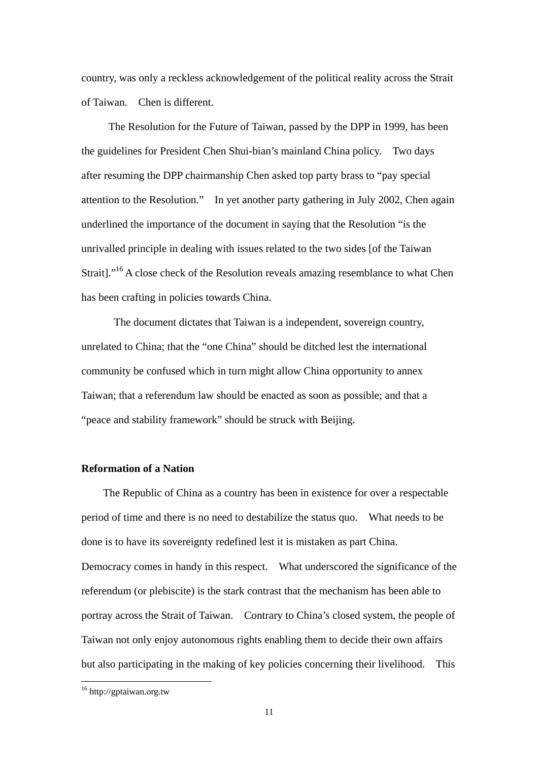country, was only a reckless acknowledgement of the political reality across the Strait of Taiwan. Chen is different.

The Resolution for the Future of Taiwan, passed by the DPP in 1999, has been the guidelines for President Chen Shui-bian's mainland China policy. Two days after resuming the DPP chairmanship Chen asked top party brass to "pay special attention to the Resolution." In yet another party gathering in July 2002, Chen again underlined the importance of the document in saying that the Resolution "is the unrivalled principle in dealing with issues related to the two sides [of the Taiwan Strait]."[16] A close check of the Resolution reveals amazing resemblance to what Chen has been crafting in policies towards China.

The document dictates that Taiwan is a independent, sovereign country, unrelated to China; that the "one China" should be ditched lest the international community be confused which in turn might allow China opportunity to annex Taiwan; that a referendum law should be enacted as soon as possible; and that a "peace and stability framework" should be struck with Beijing.

**Reformation of a Nation**

The Republic of China as a country has been in existence for over a respectable period of time and there is no need to destabilize the status quo. What needs to be done is to have its sovereignty redefined lest it is mistaken as part China. Democracy comes in handy in this respect. What underscored the significance of the referendum (or plebiscite) is the stark contrast that the mechanism has been able to portray across the Strait of Taiwan. Contrary to China's closed system, the people of Taiwan not only enjoy autonomous rights enabling them to decide their own affairs but also participating in the making of key policies concerning their livelihood. This

[16] http://gptaiwan.org.tw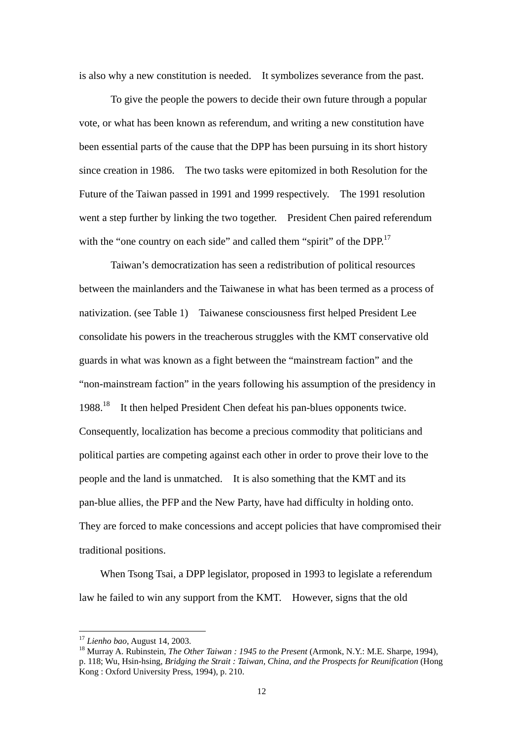is also why a new constitution is needed. It symbolizes severance from the past.

To give the people the powers to decide their own future through a popular vote, or what has been known as referendum, and writing a new constitution have been essential parts of the cause that the DPP has been pursuing in its short history since creation in 1986. The two tasks were epitomized in both Resolution for the Future of the Taiwan passed in 1991 and 1999 respectively. The 1991 resolution went a step further by linking the two together. President Chen paired referendum with the "one country on each side" and called them "spirit" of the DPP.[17]

Taiwan's democratization has seen a redistribution of political resources between the mainlanders and the Taiwanese in what has been termed as a process of nativization. (see Table 1) Taiwanese consciousness first helped President Lee consolidate his powers in the treacherous struggles with the KMT conservative old guards in what was known as a fight between the "mainstream faction" and the "non-mainstream faction" in the years following his assumption of the presidency in 1988.[18] It then helped President Chen defeat his pan-blues opponents twice. Consequently, localization has become a precious commodity that politicians and political parties are competing against each other in order to prove their love to the people and the land is unmatched. It is also something that the KMT and its pan-blue allies, the PFP and the New Party, have had difficulty in holding onto. They are forced to make concessions and accept policies that have compromised their traditional positions.

When Tsong Tsai, a DPP legislator, proposed in 1993 to legislate a referendum law he failed to win any support from the KMT. However, signs that the old

---

[17] *Lienho bao*, August 14, 2003.

[18] Murray A. Rubinstein, *The Other Taiwan : 1945 to the Present* (Armonk, N.Y.: M.E. Sharpe, 1994), p. 118; Wu, Hsin-hsing, *Bridging the Strait : Taiwan, China, and the Prospects for Reunification* (Hong Kong : Oxford University Press, 1994), p. 210.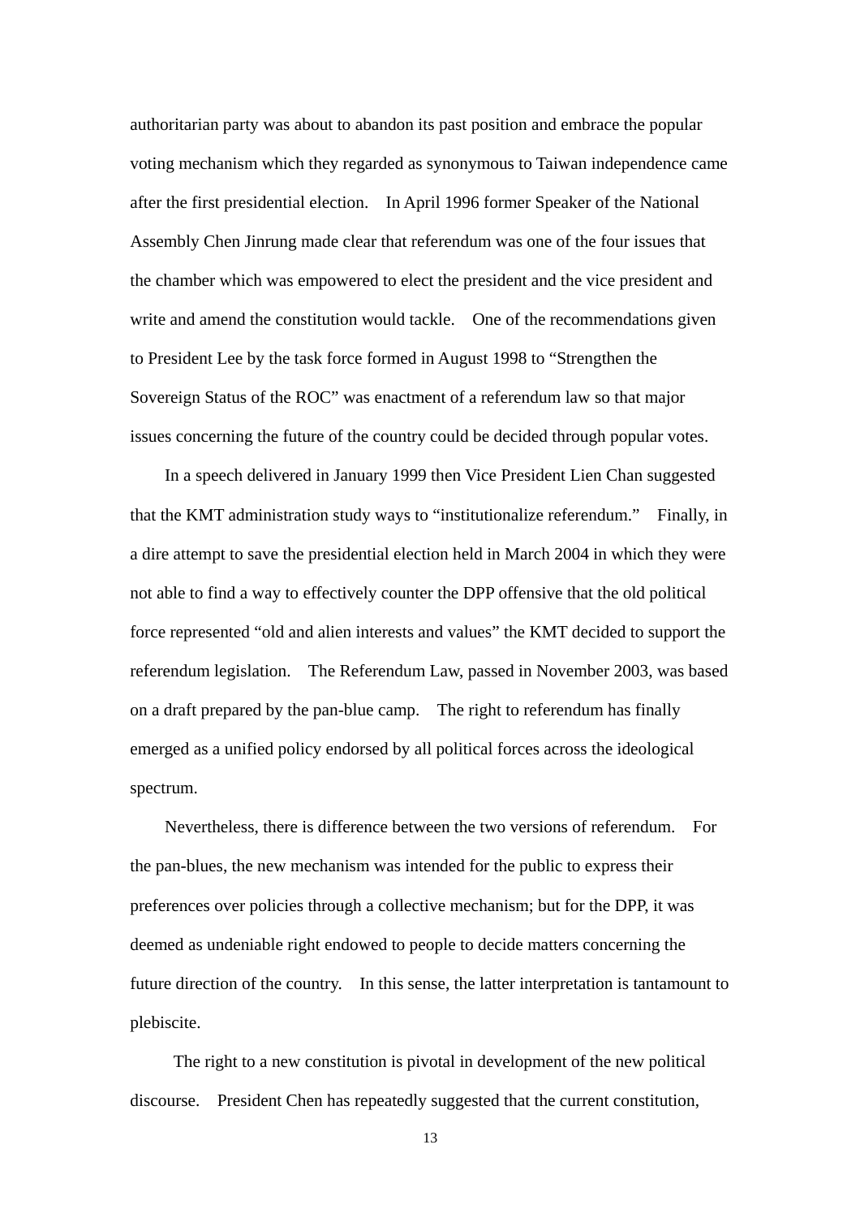authoritarian party was about to abandon its past position and embrace the popular voting mechanism which they regarded as synonymous to Taiwan independence came after the first presidential election. In April 1996 former Speaker of the National Assembly Chen Jinrung made clear that referendum was one of the four issues that the chamber which was empowered to elect the president and the vice president and write and amend the constitution would tackle. One of the recommendations given to President Lee by the task force formed in August 1998 to "Strengthen the Sovereign Status of the ROC" was enactment of a referendum law so that major issues concerning the future of the country could be decided through popular votes.

In a speech delivered in January 1999 then Vice President Lien Chan suggested that the KMT administration study ways to "institutionalize referendum." Finally, in a dire attempt to save the presidential election held in March 2004 in which they were not able to find a way to effectively counter the DPP offensive that the old political force represented "old and alien interests and values" the KMT decided to support the referendum legislation. The Referendum Law, passed in November 2003, was based on a draft prepared by the pan-blue camp. The right to referendum has finally emerged as a unified policy endorsed by all political forces across the ideological spectrum.

Nevertheless, there is difference between the two versions of referendum. For the pan-blues, the new mechanism was intended for the public to express their preferences over policies through a collective mechanism; but for the DPP, it was deemed as undeniable right endowed to people to decide matters concerning the future direction of the country. In this sense, the latter interpretation is tantamount to plebiscite.

The right to a new constitution is pivotal in development of the new political discourse. President Chen has repeatedly suggested that the current constitution,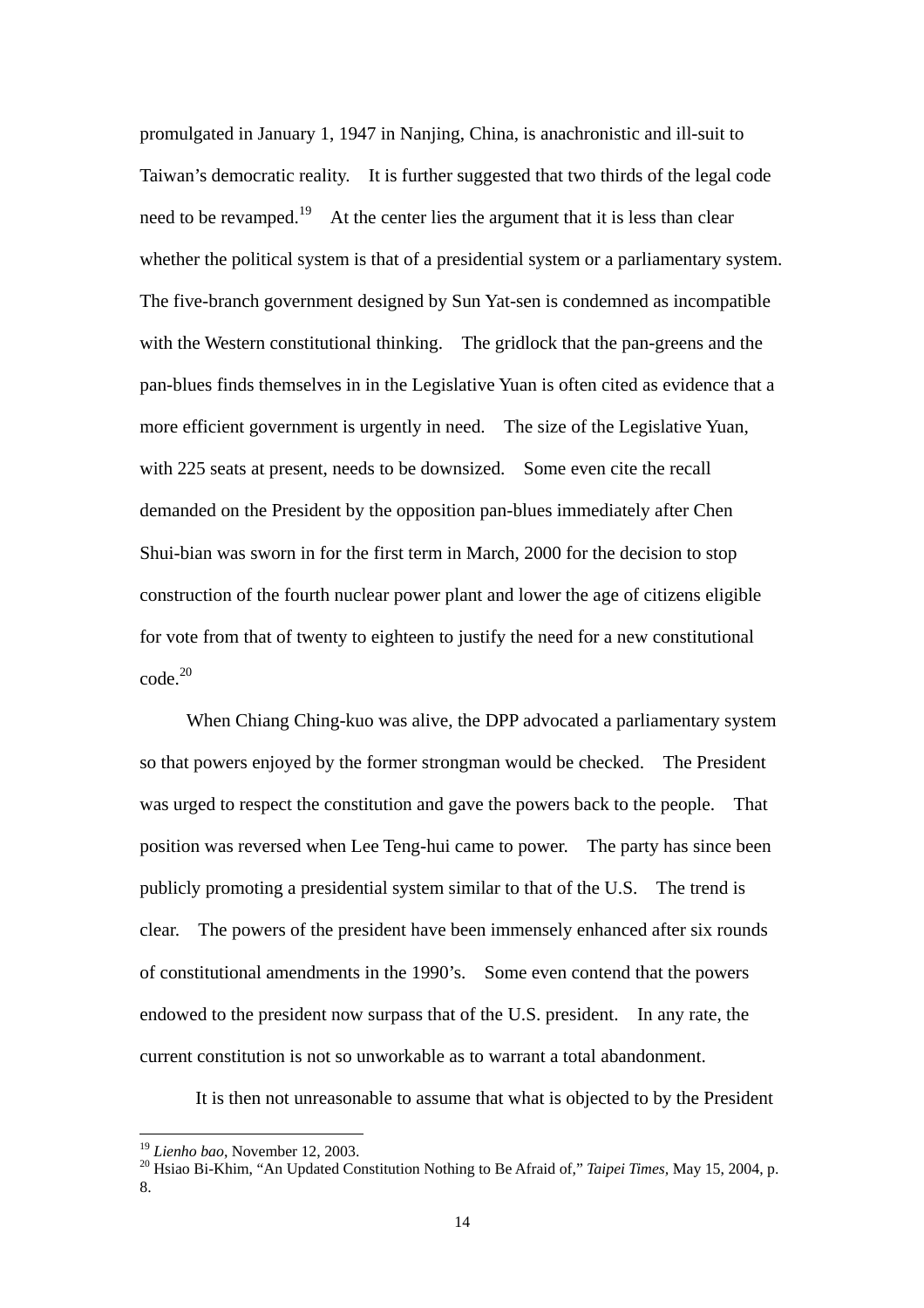promulgated in January 1, 1947 in Nanjing, China, is anachronistic and ill-suit to Taiwan's democratic reality. It is further suggested that two thirds of the legal code need to be revamped.[19] At the center lies the argument that it is less than clear whether the political system is that of a presidential system or a parliamentary system. The five-branch government designed by Sun Yat-sen is condemned as incompatible with the Western constitutional thinking. The gridlock that the pan-greens and the pan-blues finds themselves in in the Legislative Yuan is often cited as evidence that a more efficient government is urgently in need. The size of the Legislative Yuan, with 225 seats at present, needs to be downsized. Some even cite the recall demanded on the President by the opposition pan-blues immediately after Chen Shui-bian was sworn in for the first term in March, 2000 for the decision to stop construction of the fourth nuclear power plant and lower the age of citizens eligible for vote from that of twenty to eighteen to justify the need for a new constitutional code.[20]

When Chiang Ching-kuo was alive, the DPP advocated a parliamentary system so that powers enjoyed by the former strongman would be checked. The President was urged to respect the constitution and gave the powers back to the people. That position was reversed when Lee Teng-hui came to power. The party has since been publicly promoting a presidential system similar to that of the U.S. The trend is clear. The powers of the president have been immensely enhanced after six rounds of constitutional amendments in the 1990's. Some even contend that the powers endowed to the president now surpass that of the U.S. president. In any rate, the current constitution is not so unworkable as to warrant a total abandonment.

It is then not unreasonable to assume that what is objected to by the President

[19] *Lienho bao*, November 12, 2003.

[20] Hsiao Bi-Khim, "An Updated Constitution Nothing to Be Afraid of," *Taipei Times*, May 15, 2004, p. 8.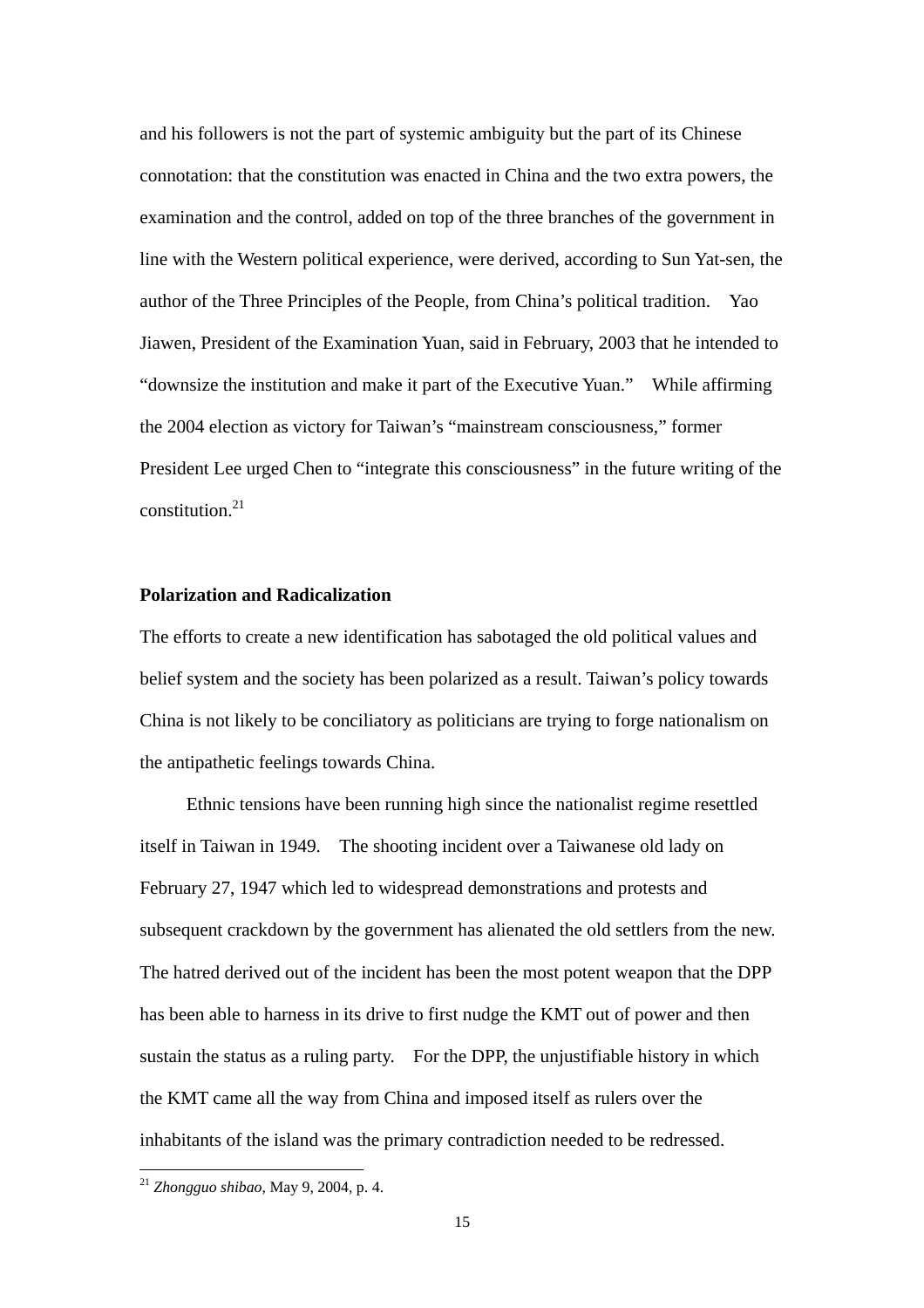and his followers is not the part of systemic ambiguity but the part of its Chinese connotation: that the constitution was enacted in China and the two extra powers, the examination and the control, added on top of the three branches of the government in line with the Western political experience, were derived, according to Sun Yat-sen, the author of the Three Principles of the People, from China's political tradition. Yao Jiawen, President of the Examination Yuan, said in February, 2003 that he intended to "downsize the institution and make it part of the Executive Yuan." While affirming the 2004 election as victory for Taiwan's "mainstream consciousness," former President Lee urged Chen to "integrate this consciousness" in the future writing of the constitution.[21]

**Polarization and Radicalization**

The efforts to create a new identification has sabotaged the old political values and belief system and the society has been polarized as a result. Taiwan's policy towards China is not likely to be conciliatory as politicians are trying to forge nationalism on the antipathetic feelings towards China.

Ethnic tensions have been running high since the nationalist regime resettled itself in Taiwan in 1949. The shooting incident over a Taiwanese old lady on February 27, 1947 which led to widespread demonstrations and protests and subsequent crackdown by the government has alienated the old settlers from the new. The hatred derived out of the incident has been the most potent weapon that the DPP has been able to harness in its drive to first nudge the KMT out of power and then sustain the status as a ruling party. For the DPP, the unjustifiable history in which the KMT came all the way from China and imposed itself as rulers over the inhabitants of the island was the primary contradiction needed to be redressed.

[21] *Zhongguo shibao*, May 9, 2004, p. 4.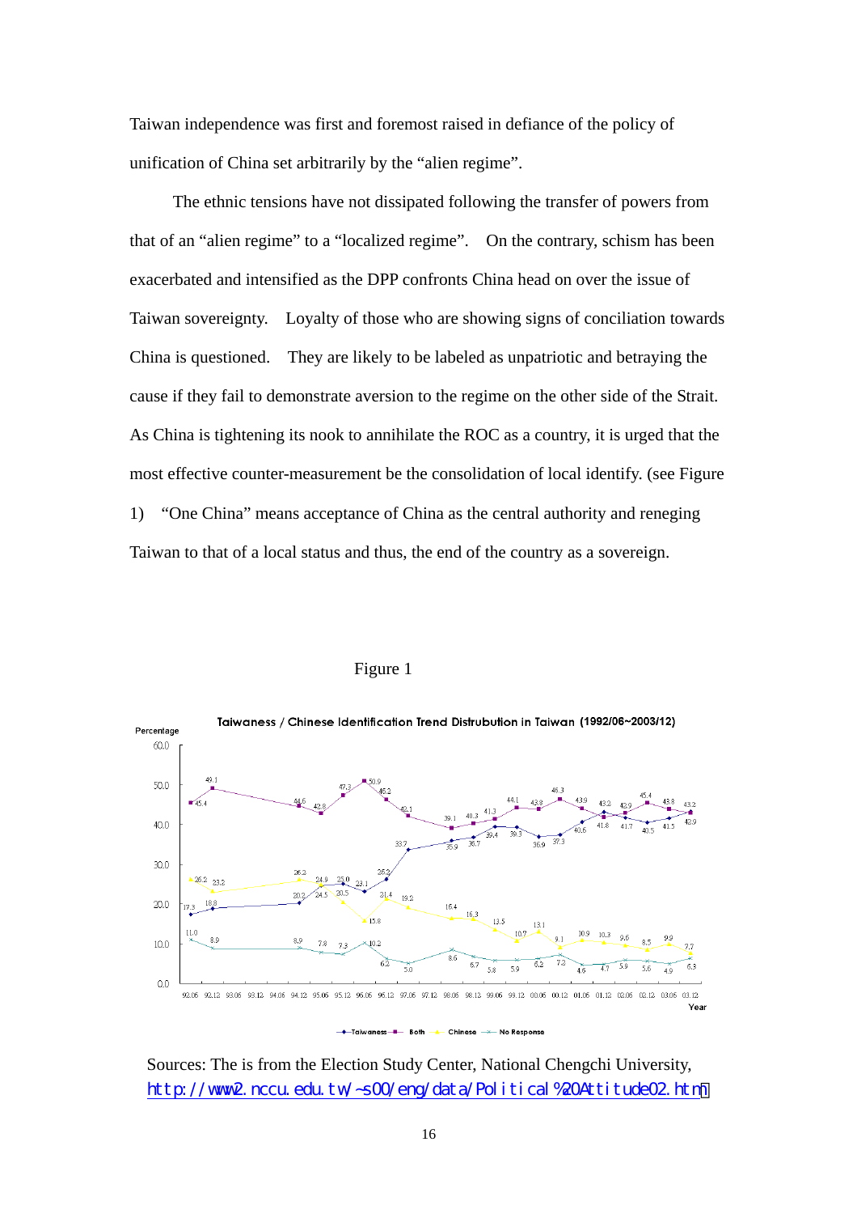Taiwan independence was first and foremost raised in defiance of the policy of unification of China set arbitrarily by the "alien regime".

The ethnic tensions have not dissipated following the transfer of powers from that of an "alien regime" to a "localized regime". On the contrary, schism has been exacerbated and intensified as the DPP confronts China head on over the issue of Taiwan sovereignty. Loyalty of those who are showing signs of conciliation towards China is questioned. They are likely to be labeled as unpatriotic and betraying the cause if they fail to demonstrate aversion to the regime on the other side of the Strait. As China is tightening its nook to annihilate the ROC as a country, it is urged that the most effective counter-measurement be the consolidation of local identify. (see Figure 1) "One China" means acceptance of China as the central authority and reneging Taiwan to that of a local status and thus, the end of the country as a sovereign.

Figure 1

Taiwaness / Chinese Identification Trend Distrubution in Taiwan (1992/06~2003/12)

Sources: The is from the Election Study Center, National Chengchi University, http://www2.nccu.edu.tw/~s00/eng/data/Political%20Attitude02.htm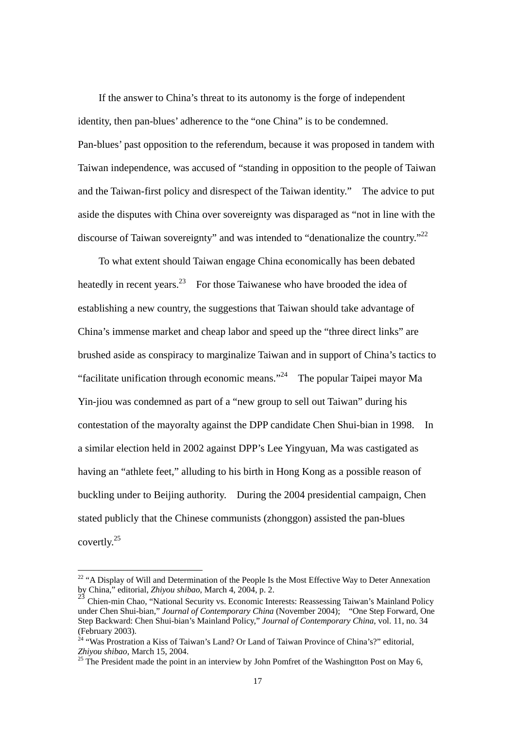If the answer to China's threat to its autonomy is the forge of independent identity, then pan-blues' adherence to the "one China" is to be condemned. Pan-blues' past opposition to the referendum, because it was proposed in tandem with Taiwan independence, was accused of "standing in opposition to the people of Taiwan and the Taiwan-first policy and disrespect of the Taiwan identity." The advice to put aside the disputes with China over sovereignty was disparaged as "not in line with the discourse of Taiwan sovereignty" and was intended to "denationalize the country."[22]

To what extent should Taiwan engage China economically has been debated heatedly in recent years.[23] For those Taiwanese who have brooded the idea of establishing a new country, the suggestions that Taiwan should take advantage of China's immense market and cheap labor and speed up the "three direct links" are brushed aside as conspiracy to marginalize Taiwan and in support of China's tactics to "facilitate unification through economic means."[24] The popular Taipei mayor Ma Yin-jiou was condemned as part of a "new group to sell out Taiwan" during his contestation of the mayoralty against the DPP candidate Chen Shui-bian in 1998. In a similar election held in 2002 against DPP's Lee Yingyuan, Ma was castigated as having an "athlete feet," alluding to his birth in Hong Kong as a possible reason of buckling under to Beijing authority. During the 2004 presidential campaign, Chen stated publicly that the Chinese communists (zhonggon) assisted the pan-blues covertly.[25]

---

[22] "A Display of Will and Determination of the People Is the Most Effective Way to Deter Annexation by China," editorial, *Zhiyou shibao*, March 4, 2004, p. 2.

[23] Chien-min Chao, "National Security vs. Economic Interests: Reassessing Taiwan's Mainland Policy under Chen Shui-bian," *Journal of Contemporary China* (November 2004); "One Step Forward, One Step Backward: Chen Shui-bian's Mainland Policy," *Journal of Contemporary China*, vol. 11, no. 34 (February 2003).

[24] "Was Prostration a Kiss of Taiwan's Land? Or Land of Taiwan Province of China's?" editorial, *Zhiyou shibao*, March 15, 2004.

[25] The President made the point in an interview by John Pomfret of the Washingtton Post on May 6,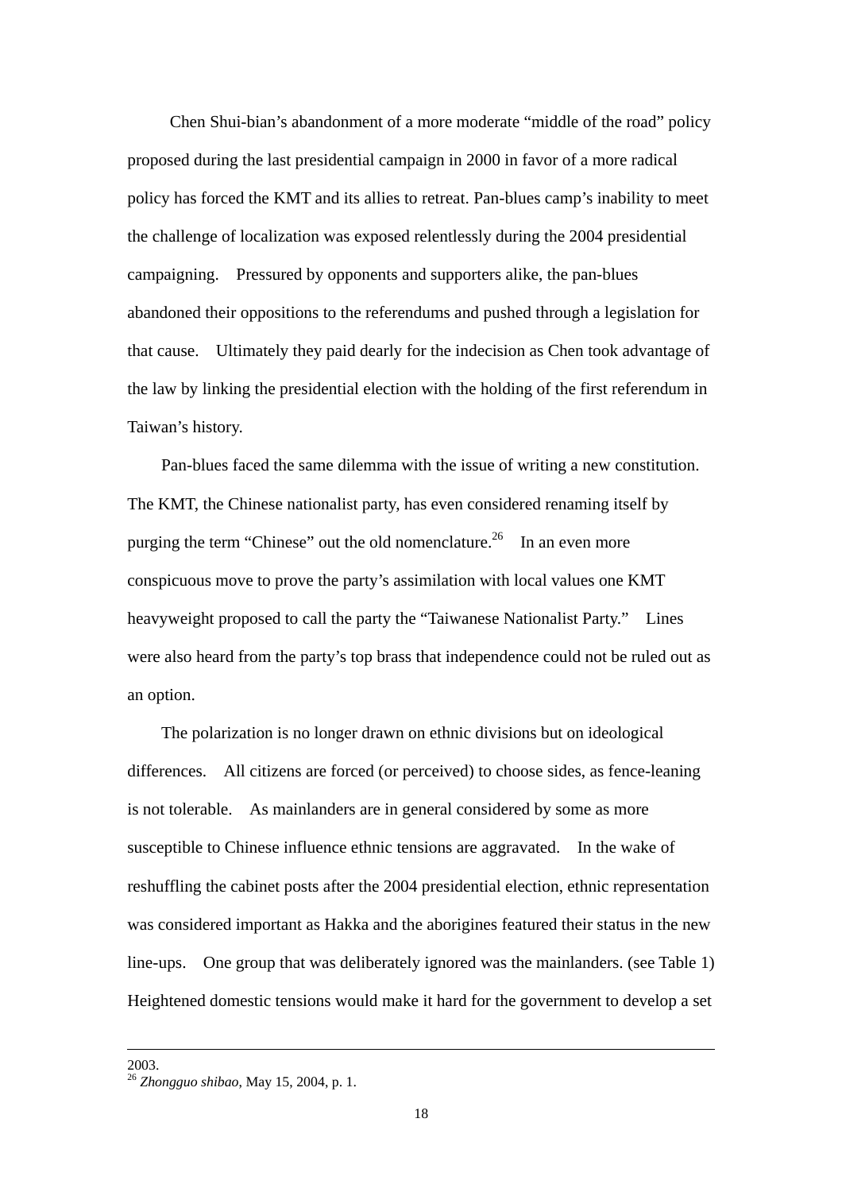Chen Shui-bian's abandonment of a more moderate "middle of the road" policy proposed during the last presidential campaign in 2000 in favor of a more radical policy has forced the KMT and its allies to retreat. Pan-blues camp's inability to meet the challenge of localization was exposed relentlessly during the 2004 presidential campaigning. Pressured by opponents and supporters alike, the pan-blues abandoned their oppositions to the referendums and pushed through a legislation for that cause. Ultimately they paid dearly for the indecision as Chen took advantage of the law by linking the presidential election with the holding of the first referendum in Taiwan's history.

Pan-blues faced the same dilemma with the issue of writing a new constitution. The KMT, the Chinese nationalist party, has even considered renaming itself by purging the term "Chinese" out the old nomenclature.[26] In an even more conspicuous move to prove the party's assimilation with local values one KMT heavyweight proposed to call the party the "Taiwanese Nationalist Party." Lines were also heard from the party's top brass that independence could not be ruled out as an option.

The polarization is no longer drawn on ethnic divisions but on ideological differences. All citizens are forced (or perceived) to choose sides, as fence-leaning is not tolerable. As mainlanders are in general considered by some as more susceptible to Chinese influence ethnic tensions are aggravated. In the wake of reshuffling the cabinet posts after the 2004 presidential election, ethnic representation was considered important as Hakka and the aborigines featured their status in the new line-ups. One group that was deliberately ignored was the mainlanders. (see Table 1) Heightened domestic tensions would make it hard for the government to develop a set

---

2003.

[26] *Zhongguo shibao*, May 15, 2004, p. 1.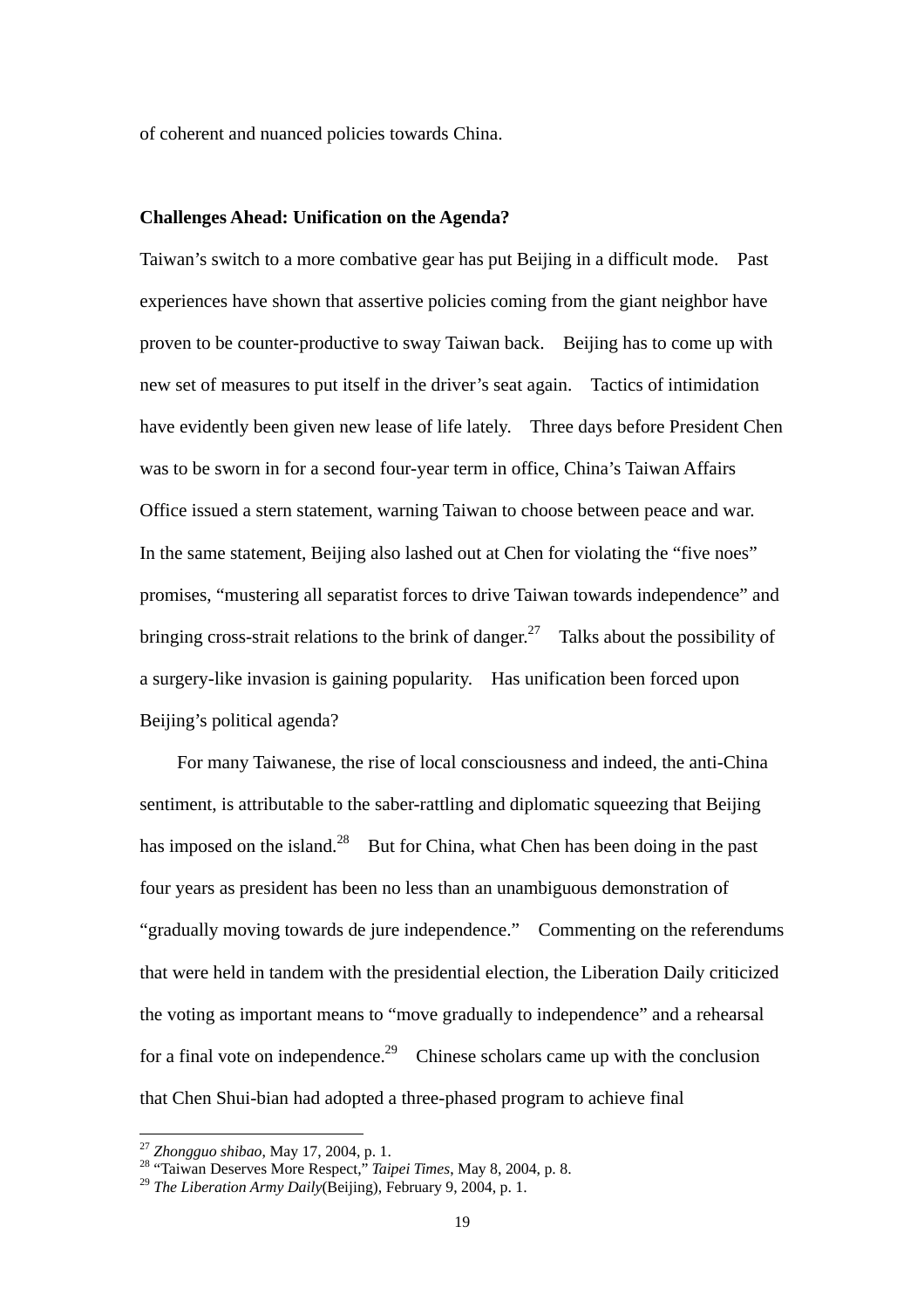of coherent and nuanced policies towards China.

**Challenges Ahead: Unification on the Agenda?**

Taiwan's switch to a more combative gear has put Beijing in a difficult mode. Past experiences have shown that assertive policies coming from the giant neighbor have proven to be counter-productive to sway Taiwan back. Beijing has to come up with new set of measures to put itself in the driver's seat again. Tactics of intimidation have evidently been given new lease of life lately. Three days before President Chen was to be sworn in for a second four-year term in office, China's Taiwan Affairs Office issued a stern statement, warning Taiwan to choose between peace and war. In the same statement, Beijing also lashed out at Chen for violating the "five noes" promises, "mustering all separatist forces to drive Taiwan towards independence" and bringing cross-strait relations to the brink of danger.[27] Talks about the possibility of a surgery-like invasion is gaining popularity. Has unification been forced upon Beijing's political agenda?

For many Taiwanese, the rise of local consciousness and indeed, the anti-China sentiment, is attributable to the saber-rattling and diplomatic squeezing that Beijing has imposed on the island.[28] But for China, what Chen has been doing in the past four years as president has been no less than an unambiguous demonstration of "gradually moving towards de jure independence." Commenting on the referendums that were held in tandem with the presidential election, the Liberation Daily criticized the voting as important means to "move gradually to independence" and a rehearsal for a final vote on independence.[29] Chinese scholars came up with the conclusion that Chen Shui-bian had adopted a three-phased program to achieve final

---

[27] *Zhongguo shibao*, May 17, 2004, p. 1.

[28] "Taiwan Deserves More Respect," *Taipei Times*, May 8, 2004, p. 8.

[29] *The Liberation Army Daily*(Beijing), February 9, 2004, p. 1.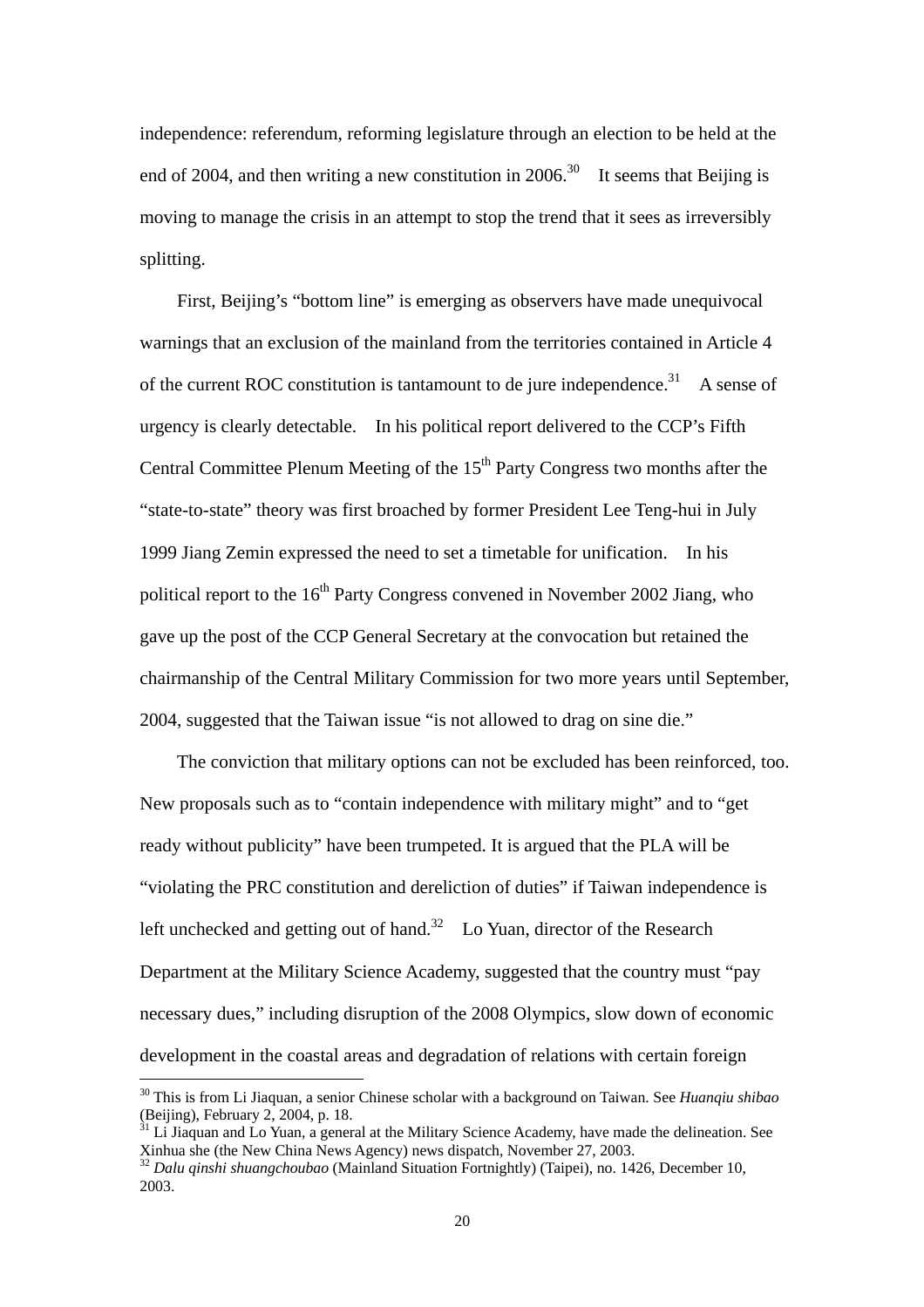independence: referendum, reforming legislature through an election to be held at the end of 2004, and then writing a new constitution in 2006.[30] It seems that Beijing is moving to manage the crisis in an attempt to stop the trend that it sees as irreversibly splitting.

First, Beijing's "bottom line" is emerging as observers have made unequivocal warnings that an exclusion of the mainland from the territories contained in Article 4 of the current ROC constitution is tantamount to de jure independence.[31] A sense of urgency is clearly detectable. In his political report delivered to the CCP's Fifth Central Committee Plenum Meeting of the 15th Party Congress two months after the "state-to-state" theory was first broached by former President Lee Teng-hui in July 1999 Jiang Zemin expressed the need to set a timetable for unification. In his political report to the 16th Party Congress convened in November 2002 Jiang, who gave up the post of the CCP General Secretary at the convocation but retained the chairmanship of the Central Military Commission for two more years until September, 2004, suggested that the Taiwan issue "is not allowed to drag on sine die."

The conviction that military options can not be excluded has been reinforced, too. New proposals such as to "contain independence with military might" and to "get ready without publicity" have been trumpeted. It is argued that the PLA will be "violating the PRC constitution and dereliction of duties" if Taiwan independence is left unchecked and getting out of hand.[32] Lo Yuan, director of the Research Department at the Military Science Academy, suggested that the country must "pay necessary dues," including disruption of the 2008 Olympics, slow down of economic development in the coastal areas and degradation of relations with certain foreign

---

[30] This is from Li Jiaquan, a senior Chinese scholar with a background on Taiwan. See *Huanqiu shibao* (Beijing), February 2, 2004, p. 18.

[31] Li Jiaquan and Lo Yuan, a general at the Military Science Academy, have made the delineation. See Xinhua she (the New China News Agency) news dispatch, November 27, 2003.

[32] *Dalu qinshi shuangchoubao* (Mainland Situation Fortnightly) (Taipei), no. 1426, December 10, 2003.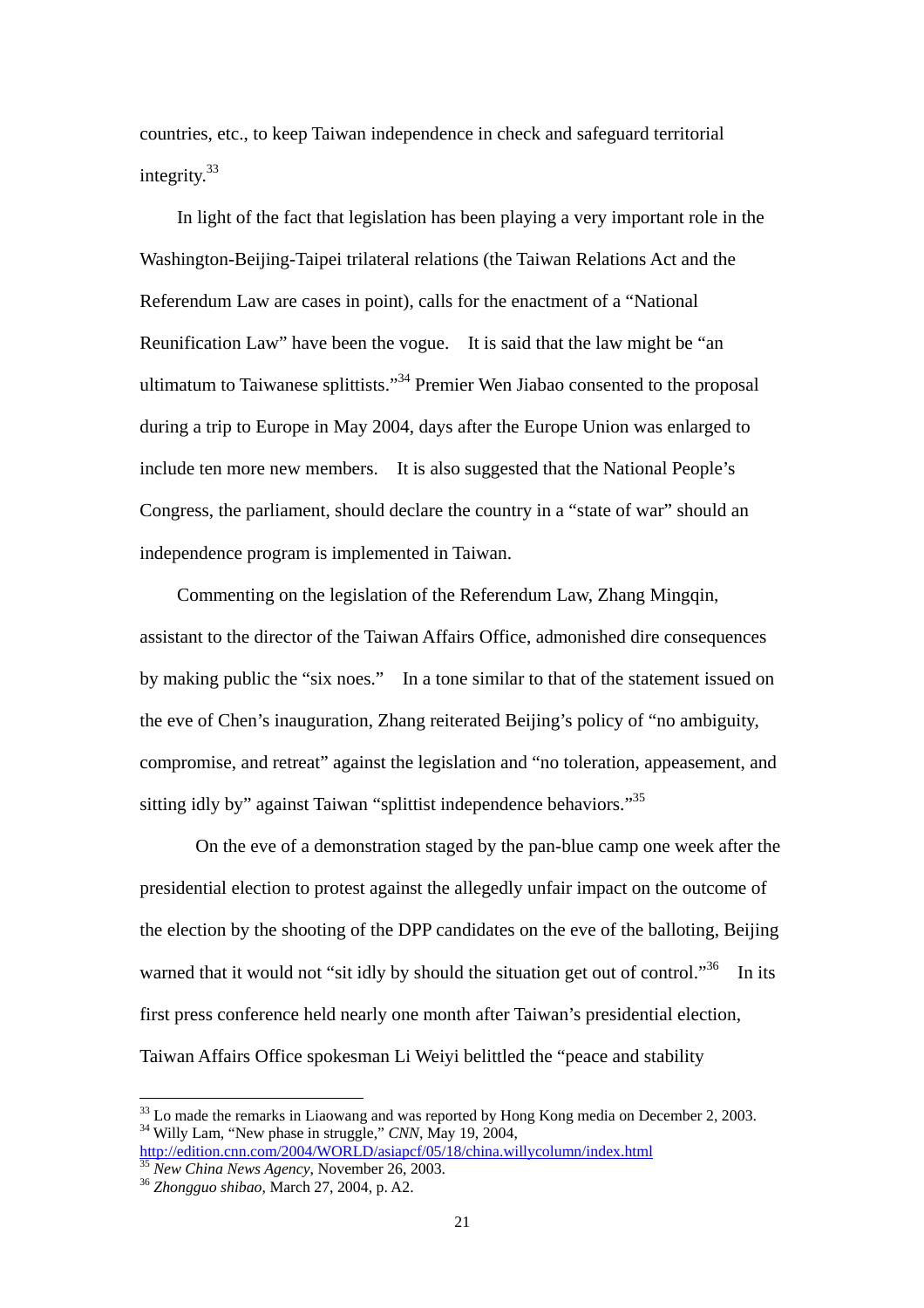countries, etc., to keep Taiwan independence in check and safeguard territorial integrity.[33]

In light of the fact that legislation has been playing a very important role in the Washington-Beijing-Taipei trilateral relations (the Taiwan Relations Act and the Referendum Law are cases in point), calls for the enactment of a "National Reunification Law" have been the vogue. It is said that the law might be "an ultimatum to Taiwanese splittists."[34] Premier Wen Jiabao consented to the proposal during a trip to Europe in May 2004, days after the Europe Union was enlarged to include ten more new members. It is also suggested that the National People's Congress, the parliament, should declare the country in a "state of war" should an independence program is implemented in Taiwan.

Commenting on the legislation of the Referendum Law, Zhang Mingqin, assistant to the director of the Taiwan Affairs Office, admonished dire consequences by making public the "six noes." In a tone similar to that of the statement issued on the eve of Chen's inauguration, Zhang reiterated Beijing's policy of "no ambiguity, compromise, and retreat" against the legislation and "no toleration, appeasement, and sitting idly by" against Taiwan "splittist independence behaviors."[35]

On the eve of a demonstration staged by the pan-blue camp one week after the presidential election to protest against the allegedly unfair impact on the outcome of the election by the shooting of the DPP candidates on the eve of the balloting, Beijing warned that it would not "sit idly by should the situation get out of control."[36] In its first press conference held nearly one month after Taiwan's presidential election, Taiwan Affairs Office spokesman Li Weiyi belittled the "peace and stability

---

[33] Lo made the remarks in Liaowang and was reported by Hong Kong media on December 2, 2003.

[34] Willy Lam, "New phase in struggle," *CNN*, May 19, 2004, http://edition.cnn.com/2004/WORLD/asiapcf/05/18/china.willycolumn/index.html

[35] *New China News Agency*, November 26, 2003.

[36] *Zhongguo shibao*, March 27, 2004, p. A2.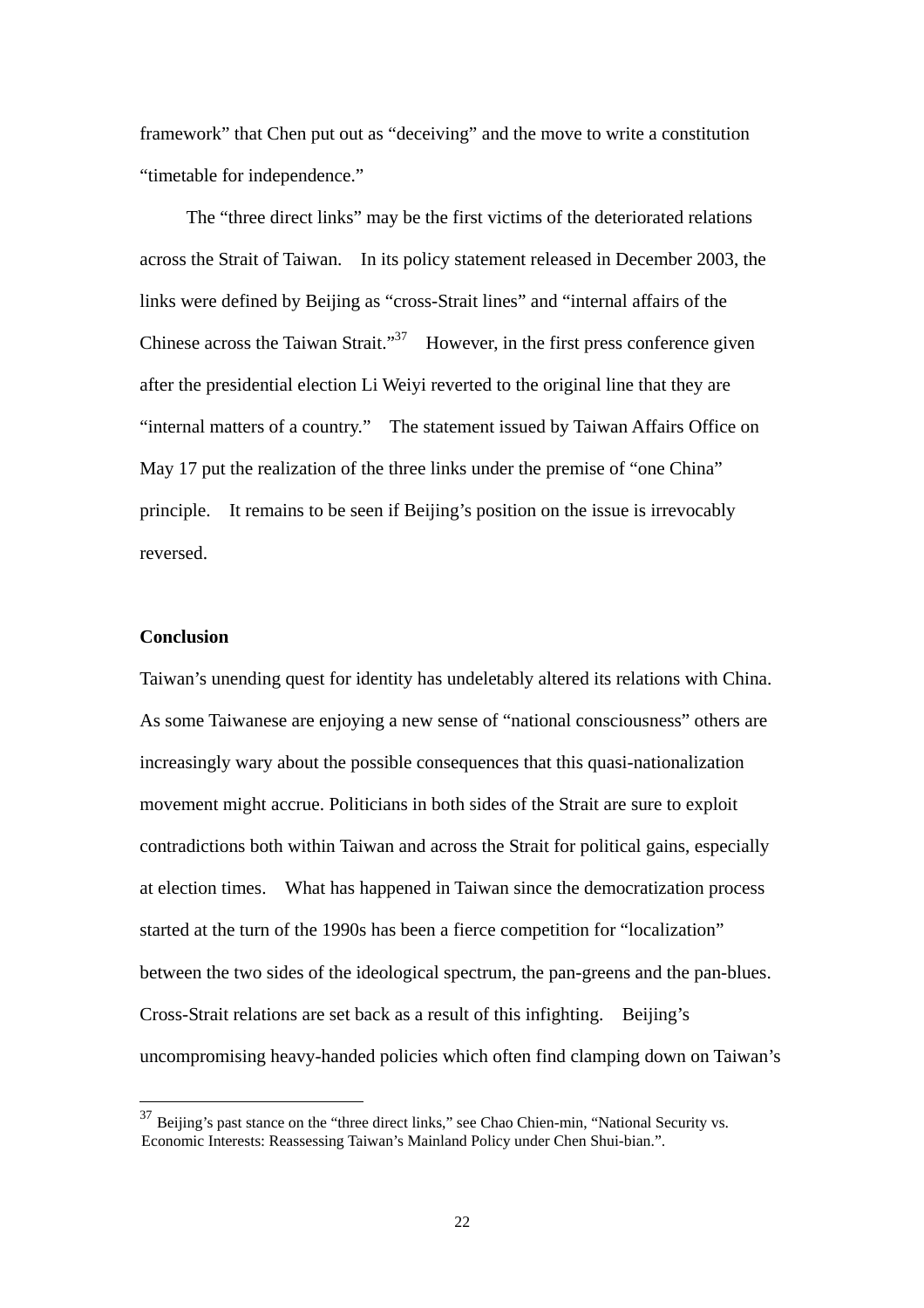framework" that Chen put out as "deceiving" and the move to write a constitution "timetable for independence."

The "three direct links" may be the first victims of the deteriorated relations across the Strait of Taiwan. In its policy statement released in December 2003, the links were defined by Beijing as "cross-Strait lines" and "internal affairs of the Chinese across the Taiwan Strait."[37] However, in the first press conference given after the presidential election Li Weiyi reverted to the original line that they are "internal matters of a country." The statement issued by Taiwan Affairs Office on May 17 put the realization of the three links under the premise of "one China" principle. It remains to be seen if Beijing's position on the issue is irrevocably reversed.

**Conclusion**

Taiwan's unending quest for identity has undeletably altered its relations with China. As some Taiwanese are enjoying a new sense of "national consciousness" others are increasingly wary about the possible consequences that this quasi-nationalization movement might accrue. Politicians in both sides of the Strait are sure to exploit contradictions both within Taiwan and across the Strait for political gains, especially at election times. What has happened in Taiwan since the democratization process started at the turn of the 1990s has been a fierce competition for "localization" between the two sides of the ideological spectrum, the pan-greens and the pan-blues. Cross-Strait relations are set back as a result of this infighting. Beijing's uncompromising heavy-handed policies which often find clamping down on Taiwan's

---

[37] Beijing's past stance on the "three direct links," see Chao Chien-min, "National Security vs. Economic Interests: Reassessing Taiwan's Mainland Policy under Chen Shui-bian.".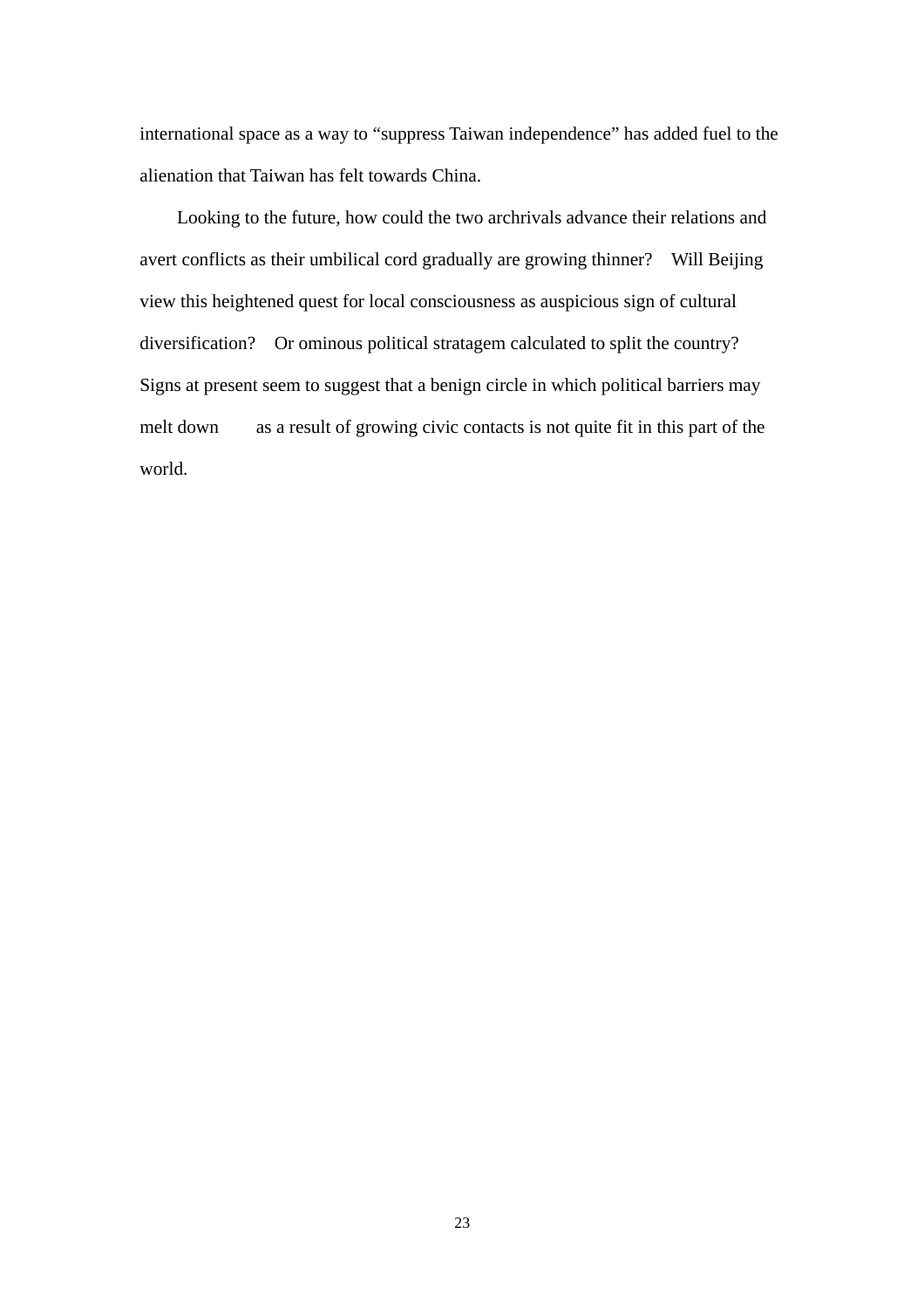international space as a way to "suppress Taiwan independence" has added fuel to the alienation that Taiwan has felt towards China.

Looking to the future, how could the two archrivals advance their relations and avert conflicts as their umbilical cord gradually are growing thinner? Will Beijing view this heightened quest for local consciousness as auspicious sign of cultural diversification? Or ominous political stratagem calculated to split the country? Signs at present seem to suggest that a benign circle in which political barriers may melt down as a result of growing civic contacts is not quite fit in this part of the world.